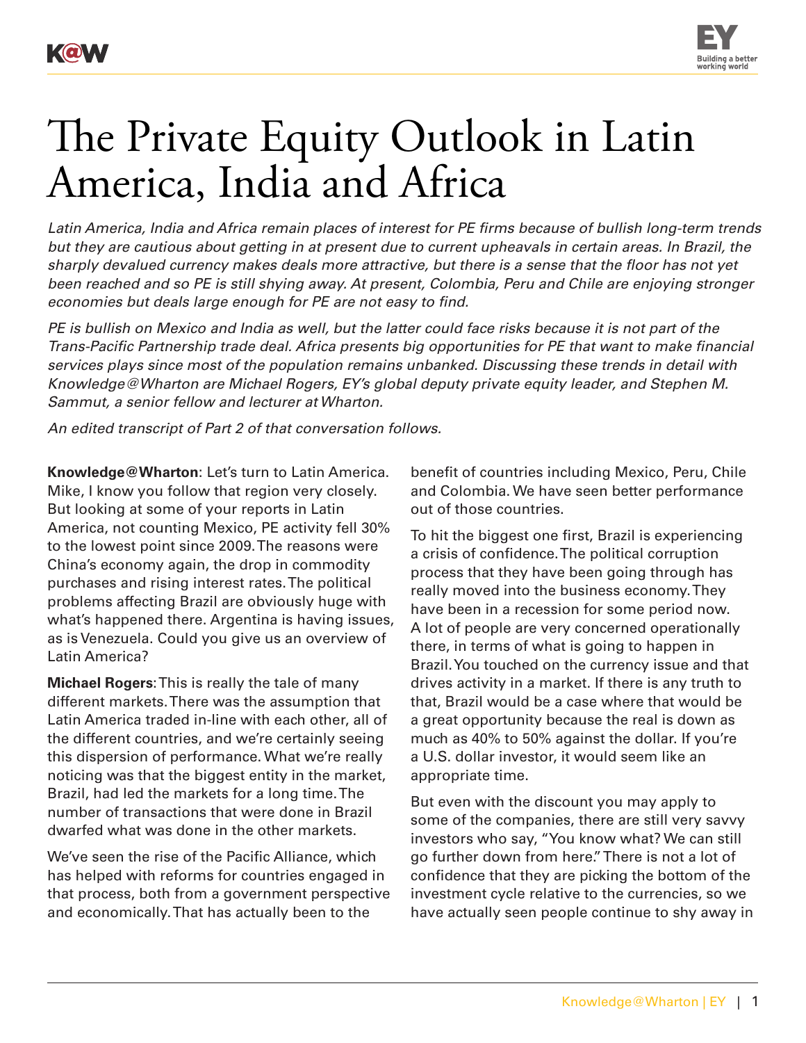# The Private Equity Outlook in Latin America, India and Africa

*Latin America, India and Africa remain places of interest for PE firms because of bullish long-term trends but they are cautious about getting in at present due to current upheavals in certain areas. In Brazil, the sharply devalued currency makes deals more attractive, but there is a sense that the floor has not yet been reached and so PE is still shying away. At present, Colombia, Peru and Chile are enjoying stronger economies but deals large enough for PE are not easy to find.*

*PE is bullish on Mexico and India as well, but the latter could face risks because it is not part of the Trans-Pacific Partnership trade deal. Africa presents big opportunities for PE that want to make financial services plays since most of the population remains unbanked. Discussing these trends in detail with Knowledge@Wharton are Michael Rogers, EY's global deputy private equity leader, and Stephen M. Sammut, a senior fellow and lecturer at Wharton.*

*An edited transcript of Part 2 of that conversation follows.*

**Knowledge@Wharton**: Let's turn to Latin America. Mike, I know you follow that region very closely. But looking at some of your reports in Latin America, not counting Mexico, PE activity fell 30% to the lowest point since 2009. The reasons were China's economy again, the drop in commodity purchases and rising interest rates. The political problems affecting Brazil are obviously huge with what's happened there. Argentina is having issues, as is Venezuela. Could you give us an overview of Latin America?

**Michael Rogers**: This is really the tale of many different markets. There was the assumption that Latin America traded in-line with each other, all of the different countries, and we're certainly seeing this dispersion of performance. What we're really noticing was that the biggest entity in the market, Brazil, had led the markets for a long time. The number of transactions that were done in Brazil dwarfed what was done in the other markets.

We've seen the rise of the Pacific Alliance, which has helped with reforms for countries engaged in that process, both from a government perspective and economically. That has actually been to the benefit of countries including Mexico, Peru, Chile and Colombia. We have seen better performance out of those countries.

To hit the biggest one first, Brazil is experiencing a crisis of confidence. The political corruption process that they have been going through has really moved into the business economy. They have been in a recession for some period now. A lot of people are very concerned operationally there, in terms of what is going to happen in Brazil. You touched on the currency issue and that drives activity in a market. If there is any truth to that, Brazil would be a case where that would be a great opportunity because the real is down as much as 40% to 50% against the dollar. If you're a U.S. dollar investor, it would seem like an appropriate time.

But even with the discount you may apply to some of the companies, there are still very savvy investors who say, "You know what? We can still go further down from here." There is not a lot of confidence that they are picking the bottom of the investment cycle relative to the currencies, so we have actually seen people continue to shy away in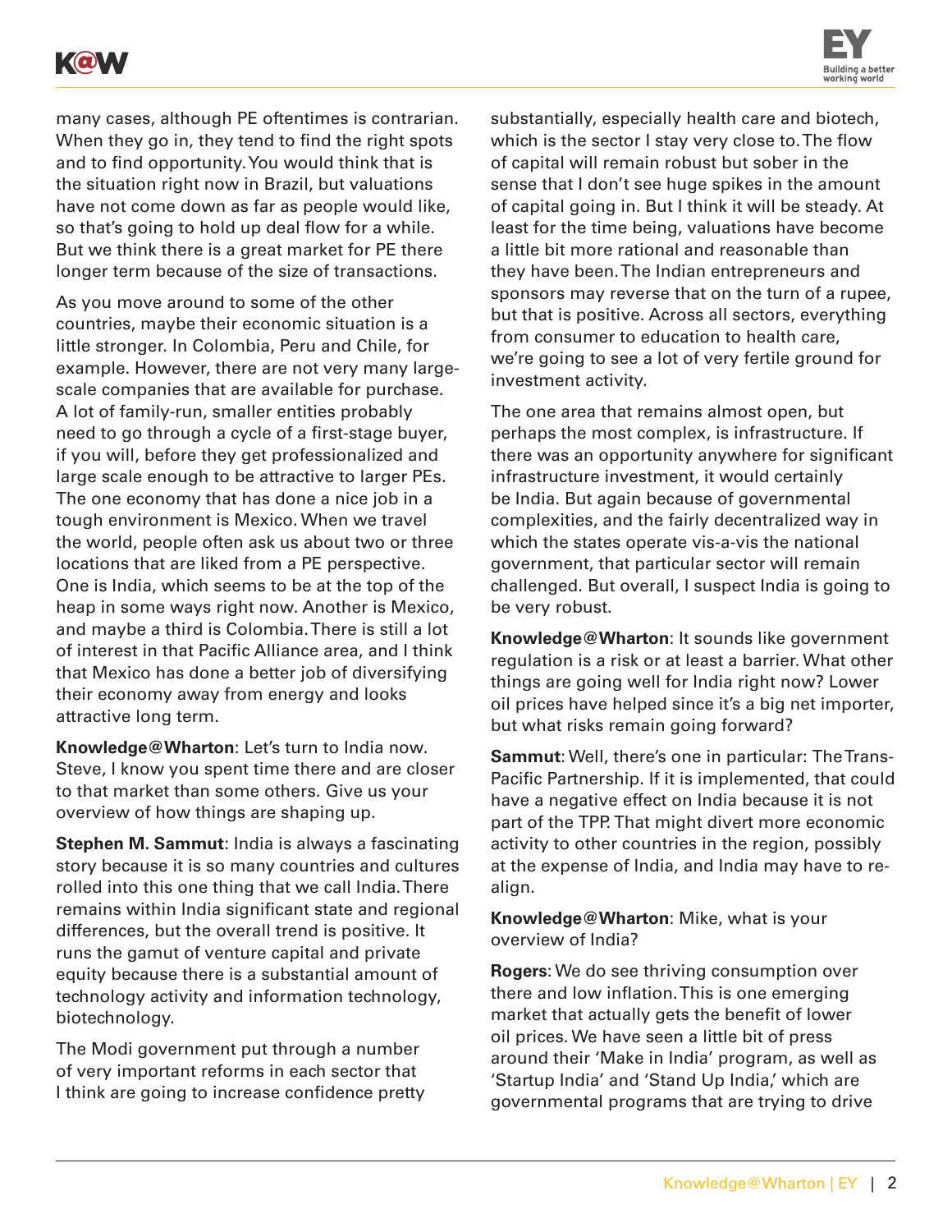many cases, although PE oftentimes is contrarian. When they go in, they tend to find the right spots and to find opportunity. You would think that is the situation right now in Brazil, but valuations have not come down as far as people would like, so that's going to hold up deal flow for a while. But we think there is a great market for PE there longer term because of the size of transactions.

As you move around to some of the other countries, maybe their economic situation is a little stronger. In Colombia, Peru and Chile, for example. However, there are not very many large-scale companies that are available for purchase. A lot of family-run, smaller entities probably need to go through a cycle of a first-stage buyer, if you will, before they get professionalized and large scale enough to be attractive to larger PEs. The one economy that has done a nice job in a tough environment is Mexico. When we travel the world, people often ask us about two or three locations that are liked from a PE perspective. One is India, which seems to be at the top of the heap in some ways right now. Another is Mexico, and maybe a third is Colombia. There is still a lot of interest in that Pacific Alliance area, and I think that Mexico has done a better job of diversifying their economy away from energy and looks attractive long term.

**Knowledge@Wharton**: Let's turn to India now. Steve, I know you spent time there and are closer to that market than some others. Give us your overview of how things are shaping up.

**Stephen M. Sammut**: India is always a fascinating story because it is so many countries and cultures rolled into this one thing that we call India. There remains within India significant state and regional differences, but the overall trend is positive. It runs the gamut of venture capital and private equity because there is a substantial amount of technology activity and information technology, biotechnology.

The Modi government put through a number of very important reforms in each sector that I think are going to increase confidence pretty substantially, especially health care and biotech, which is the sector I stay very close to. The flow of capital will remain robust but sober in the sense that I don't see huge spikes in the amount of capital going in. But I think it will be steady. At least for the time being, valuations have become a little bit more rational and reasonable than they have been. The Indian entrepreneurs and sponsors may reverse that on the turn of a rupee, but that is positive. Across all sectors, everything from consumer to education to health care, we're going to see a lot of very fertile ground for investment activity.

The one area that remains almost open, but perhaps the most complex, is infrastructure. If there was an opportunity anywhere for significant infrastructure investment, it would certainly be India. But again because of governmental complexities, and the fairly decentralized way in which the states operate vis-a-vis the national government, that particular sector will remain challenged. But overall, I suspect India is going to be very robust.

**Knowledge@Wharton**: It sounds like government regulation is a risk or at least a barrier. What other things are going well for India right now? Lower oil prices have helped since it's a big net importer, but what risks remain going forward?

**Sammut**: Well, there's one in particular: The Trans-Pacific Partnership. If it is implemented, that could have a negative effect on India because it is not part of the TPP. That might divert more economic activity to other countries in the region, possibly at the expense of India, and India may have to re-align.

**Knowledge@Wharton**: Mike, what is your overview of India?

**Rogers**: We do see thriving consumption over there and low inflation. This is one emerging market that actually gets the benefit of lower oil prices. We have seen a little bit of press around their 'Make in India' program, as well as 'Startup India' and 'Stand Up India,' which are governmental programs that are trying to drive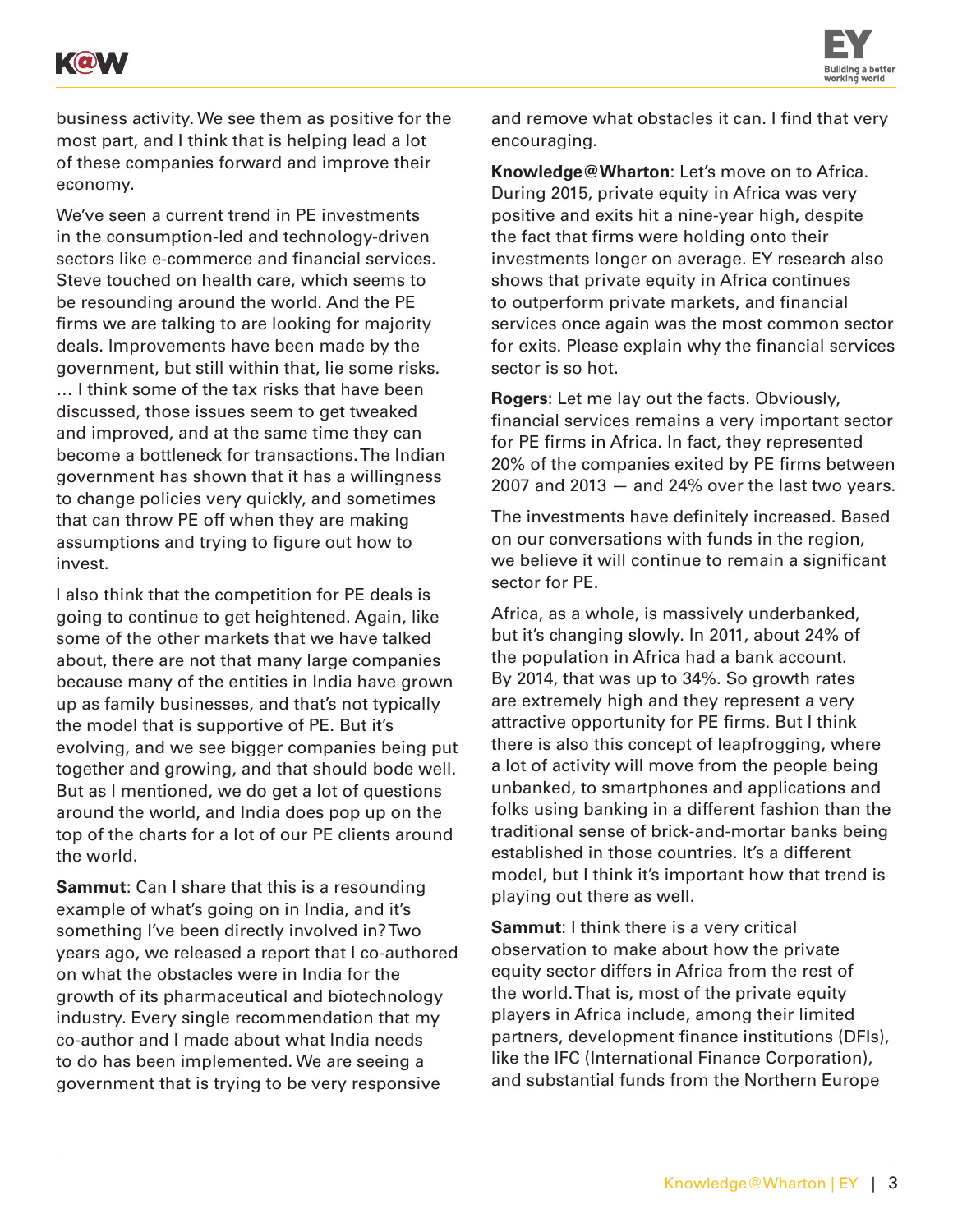business activity. We see them as positive for the most part, and I think that is helping lead a lot of these companies forward and improve their economy.

We've seen a current trend in PE investments in the consumption-led and technology-driven sectors like e-commerce and financial services. Steve touched on health care, which seems to be resounding around the world. And the PE firms we are talking to are looking for majority deals. Improvements have been made by the government, but still within that, lie some risks. … I think some of the tax risks that have been discussed, those issues seem to get tweaked and improved, and at the same time they can become a bottleneck for transactions. The Indian government has shown that it has a willingness to change policies very quickly, and sometimes that can throw PE off when they are making assumptions and trying to figure out how to invest.

I also think that the competition for PE deals is going to continue to get heightened. Again, like some of the other markets that we have talked about, there are not that many large companies because many of the entities in India have grown up as family businesses, and that's not typically the model that is supportive of PE. But it's evolving, and we see bigger companies being put together and growing, and that should bode well. But as I mentioned, we do get a lot of questions around the world, and India does pop up on the top of the charts for a lot of our PE clients around the world.

**Sammut**: Can I share that this is a resounding example of what's going on in India, and it's something I've been directly involved in? Two years ago, we released a report that I co-authored on what the obstacles were in India for the growth of its pharmaceutical and biotechnology industry. Every single recommendation that my co-author and I made about what India needs to do has been implemented. We are seeing a government that is trying to be very responsive and remove what obstacles it can. I find that very encouraging.

**Knowledge@Wharton**: Let's move on to Africa. During 2015, private equity in Africa was very positive and exits hit a nine-year high, despite the fact that firms were holding onto their investments longer on average. EY research also shows that private equity in Africa continues to outperform private markets, and financial services once again was the most common sector for exits. Please explain why the financial services sector is so hot.

**Rogers**: Let me lay out the facts. Obviously, financial services remains a very important sector for PE firms in Africa. In fact, they represented 20% of the companies exited by PE firms between 2007 and 2013 — and 24% over the last two years.

The investments have definitely increased. Based on our conversations with funds in the region, we believe it will continue to remain a significant sector for PE.

Africa, as a whole, is massively underbanked, but it's changing slowly. In 2011, about 24% of the population in Africa had a bank account. By 2014, that was up to 34%. So growth rates are extremely high and they represent a very attractive opportunity for PE firms. But I think there is also this concept of leapfrogging, where a lot of activity will move from the people being unbanked, to smartphones and applications and folks using banking in a different fashion than the traditional sense of brick-and-mortar banks being established in those countries. It's a different model, but I think it's important how that trend is playing out there as well.

**Sammut**: I think there is a very critical observation to make about how the private equity sector differs in Africa from the rest of the world. That is, most of the private equity players in Africa include, among their limited partners, development finance institutions (DFIs), like the IFC (International Finance Corporation), and substantial funds from the Northern Europe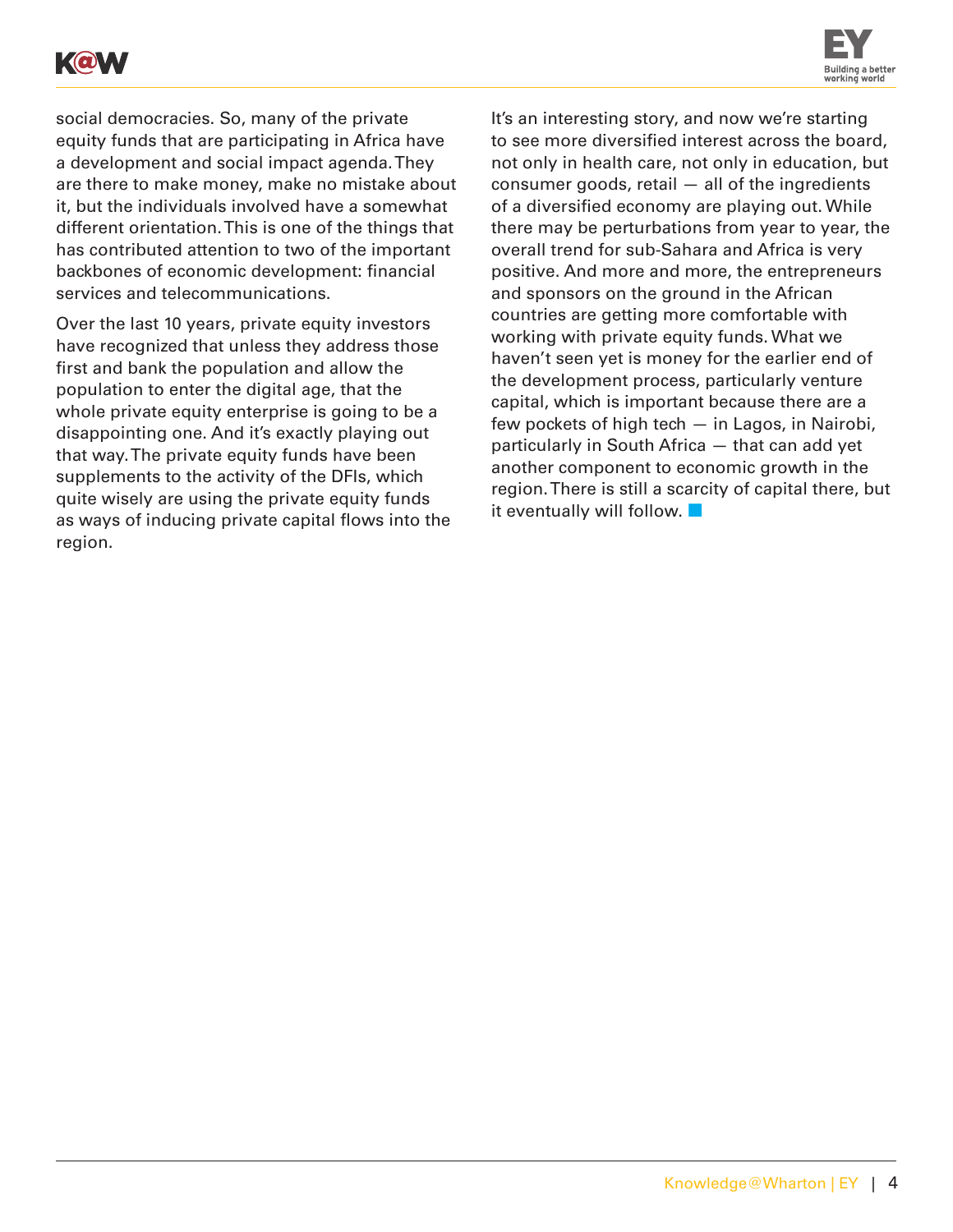social democracies. So, many of the private equity funds that are participating in Africa have a development and social impact agenda. They are there to make money, make no mistake about it, but the individuals involved have a somewhat different orientation. This is one of the things that has contributed attention to two of the important backbones of economic development: financial services and telecommunications.

Over the last 10 years, private equity investors have recognized that unless they address those first and bank the population and allow the population to enter the digital age, that the whole private equity enterprise is going to be a disappointing one. And it's exactly playing out that way. The private equity funds have been supplements to the activity of the DFIs, which quite wisely are using the private equity funds as ways of inducing private capital flows into the region.

It's an interesting story, and now we're starting to see more diversified interest across the board, not only in health care, not only in education, but consumer goods, retail — all of the ingredients of a diversified economy are playing out. While there may be perturbations from year to year, the overall trend for sub-Sahara and Africa is very positive. And more and more, the entrepreneurs and sponsors on the ground in the African countries are getting more comfortable with working with private equity funds. What we haven't seen yet is money for the earlier end of the development process, particularly venture capital, which is important because there are a few pockets of high tech — in Lagos, in Nairobi, particularly in South Africa — that can add yet another component to economic growth in the region. There is still a scarcity of capital there, but it eventually will follow.